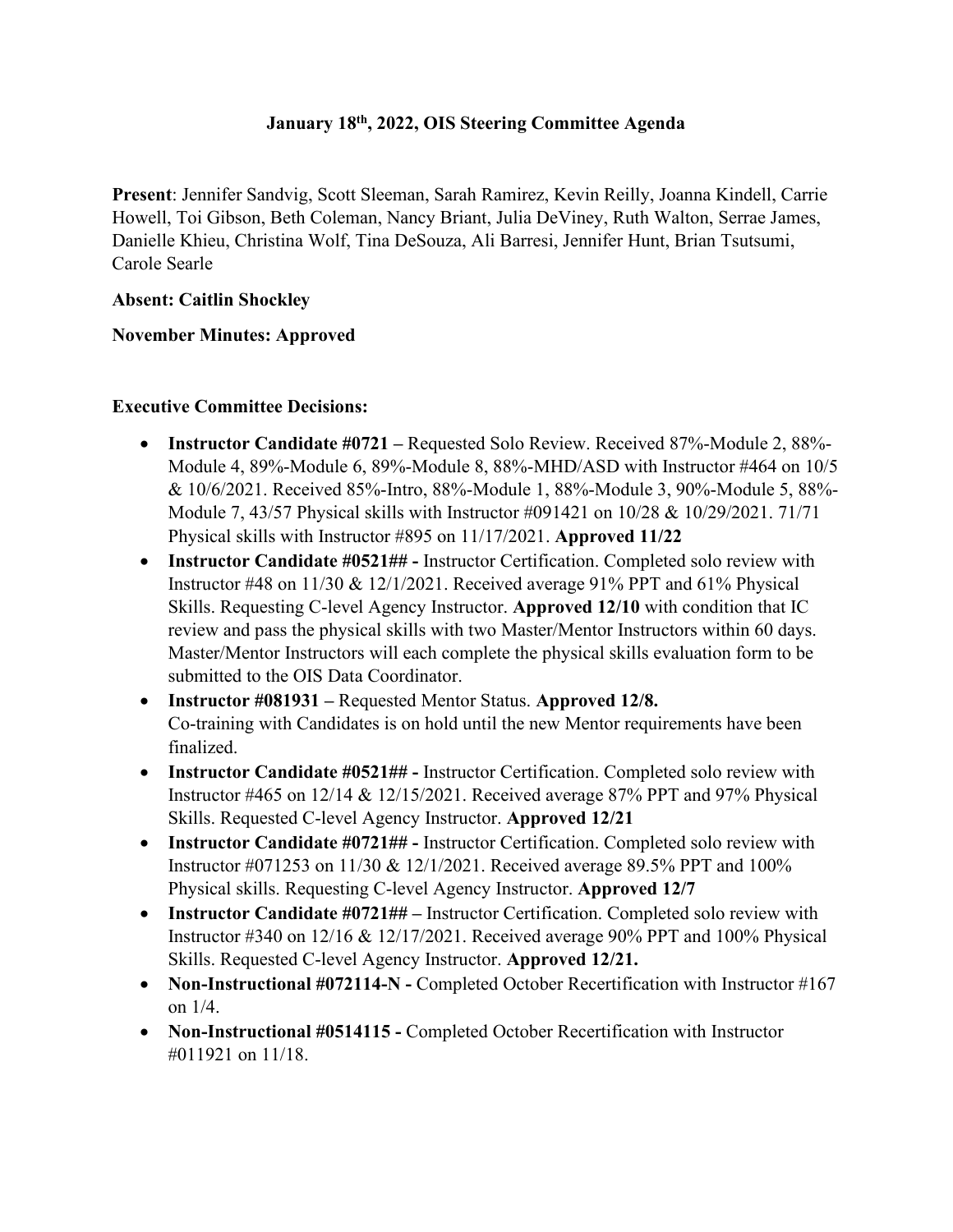# January 18th, 2022, OIS Steering Committee Agenda

**Present**: Jennifer Sandvig, Scott Sleeman, Sarah Ramirez, Kevin Reilly, Joanna Kindell, Carrie Howell, Toi Gibson, Beth Coleman, Nancy Briant, Julia DeViney, Ruth Walton, Serrae James, Danielle Khieu, Christina Wolf, Tina DeSouza, Ali Barresi, Jennifer Hunt, Brian Tsutsumi, Carole Searle

**Absent: Caitlin Shockley**

**November Minutes: Approved**

**Executive Committee Decisions:**

- **Instructor Candidate #0721 –** Requested Solo Review. Received 87%-Module 2, 88%-Module 4, 89%-Module 6, 89%-Module 8, 88%-MHD/ASD with Instructor #464 on 10/5 & 10/6/2021. Received 85%-Intro, 88%-Module 1, 88%-Module 3, 90%-Module 5, 88%-Module 7, 43/57 Physical skills with Instructor #091421 on 10/28 & 10/29/2021. 71/71 Physical skills with Instructor #895 on 11/17/2021. **Approved 11/22**
- **Instructor Candidate #0521## -** Instructor Certification. Completed solo review with Instructor #48 on 11/30 & 12/1/2021. Received average 91% PPT and 61% Physical Skills. Requesting C-level Agency Instructor. **Approved 12/10** with condition that IC review and pass the physical skills with two Master/Mentor Instructors within 60 days. Master/Mentor Instructors will each complete the physical skills evaluation form to be submitted to the OIS Data Coordinator.
- **Instructor #081931 –** Requested Mentor Status. **Approved 12/8.** Co-training with Candidates is on hold until the new Mentor requirements have been finalized.
- **Instructor Candidate #0521## -** Instructor Certification. Completed solo review with Instructor #465 on 12/14 & 12/15/2021. Received average 87% PPT and 97% Physical Skills. Requested C-level Agency Instructor. **Approved 12/21**
- **Instructor Candidate #0721## -** Instructor Certification. Completed solo review with Instructor #071253 on 11/30 & 12/1/2021. Received average 89.5% PPT and 100% Physical skills. Requesting C-level Agency Instructor. **Approved 12/7**
- **Instructor Candidate #0721## –** Instructor Certification. Completed solo review with Instructor #340 on 12/16 & 12/17/2021. Received average 90% PPT and 100% Physical Skills. Requested C-level Agency Instructor. **Approved 12/21.**
- **Non-Instructional #072114-N -** Completed October Recertification with Instructor #167 on 1/4.
- **Non-Instructional #0514115 -** Completed October Recertification with Instructor #011921 on 11/18.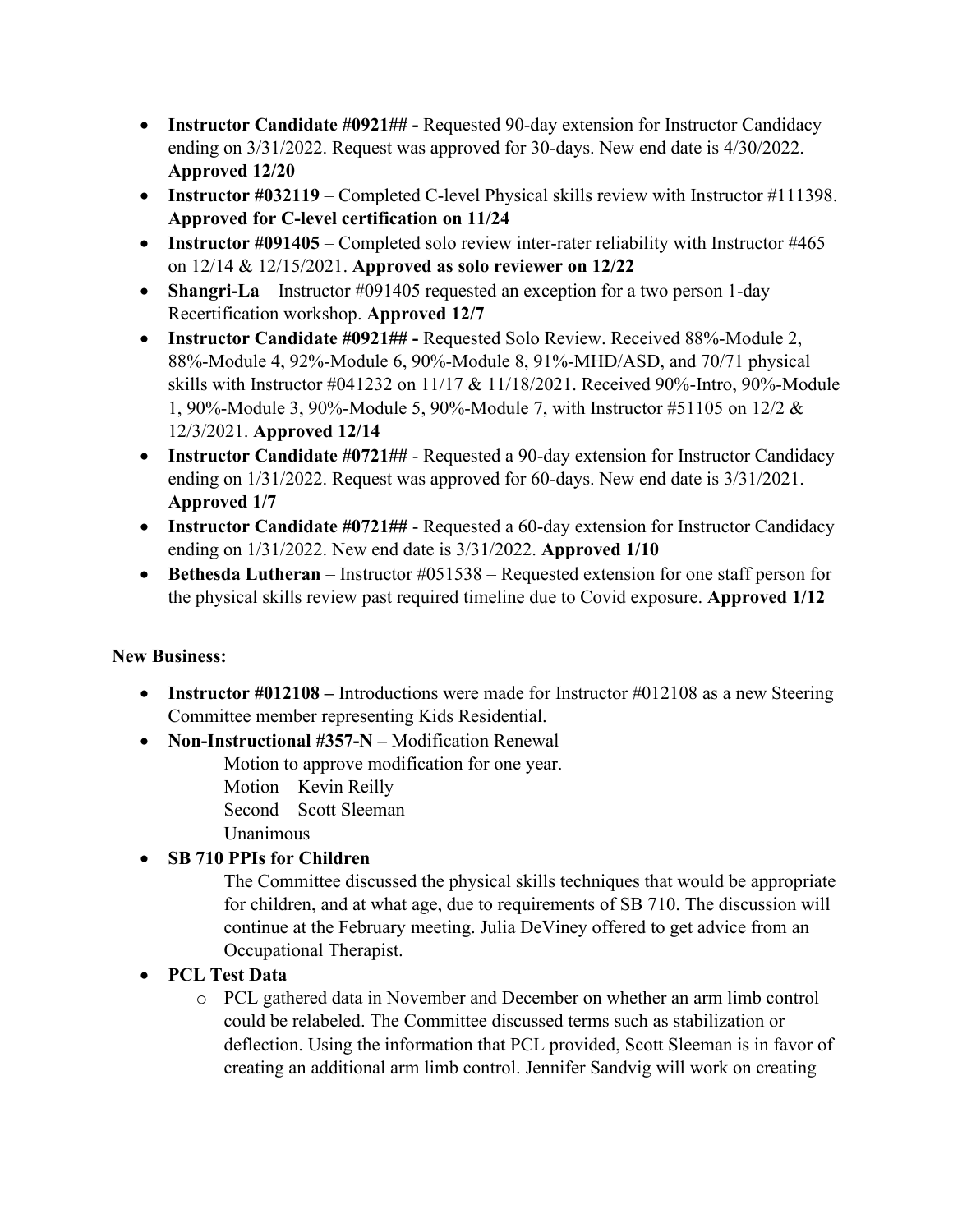- **Instructor Candidate #0921## -** Requested 90-day extension for Instructor Candidacy ending on 3/31/2022. Request was approved for 30-days. New end date is 4/30/2022. **Approved 12/20**
- **Instructor #032119** – Completed C-level Physical skills review with Instructor #111398. **Approved for C-level certification on 11/24**
- **Instructor #091405** – Completed solo review inter-rater reliability with Instructor #465 on 12/14 & 12/15/2021. **Approved as solo reviewer on 12/22**
- **Shangri-La** – Instructor #091405 requested an exception for a two person 1-day Recertification workshop. **Approved 12/7**
- **Instructor Candidate #0921## -** Requested Solo Review. Received 88%-Module 2, 88%-Module 4, 92%-Module 6, 90%-Module 8, 91%-MHD/ASD, and 70/71 physical skills with Instructor #041232 on 11/17 & 11/18/2021. Received 90%-Intro, 90%-Module 1, 90%-Module 3, 90%-Module 5, 90%-Module 7, with Instructor #51105 on 12/2 & 12/3/2021. **Approved 12/14**
- **Instructor Candidate #0721##** - Requested a 90-day extension for Instructor Candidacy ending on 1/31/2022. Request was approved for 60-days. New end date is 3/31/2021. **Approved 1/7**
- **Instructor Candidate #0721##** - Requested a 60-day extension for Instructor Candidacy ending on 1/31/2022. New end date is 3/31/2022. **Approved 1/10**
- **Bethesda Lutheran** – Instructor #051538 – Requested extension for one staff person for the physical skills review past required timeline due to Covid exposure. **Approved 1/12**

**New Business:**

- **Instructor #012108 –** Introductions were made for Instructor #012108 as a new Steering Committee member representing Kids Residential.
- **Non-Instructional #357-N –** Modification Renewal

  Motion to approve modification for one year.
  Motion – Kevin Reilly
  Second – Scott Sleeman
  Unanimous
- **SB 710 PPIs for Children**

  The Committee discussed the physical skills techniques that would be appropriate for children, and at what age, due to requirements of SB 710. The discussion will continue at the February meeting. Julia DeViney offered to get advice from an Occupational Therapist.
- **PCL Test Data**
  - PCL gathered data in November and December on whether an arm limb control could be relabeled. The Committee discussed terms such as stabilization or deflection. Using the information that PCL provided, Scott Sleeman is in favor of creating an additional arm limb control. Jennifer Sandvig will work on creating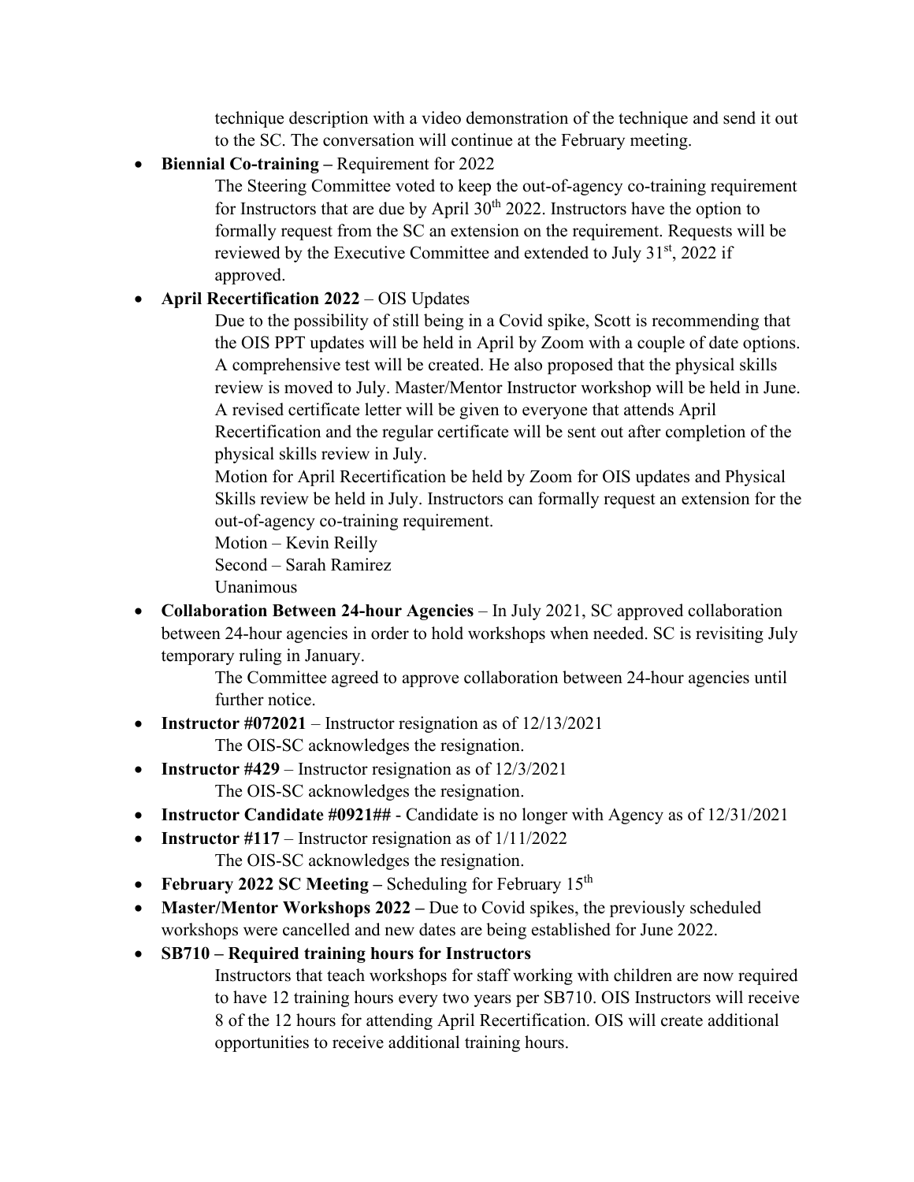technique description with a video demonstration of the technique and send it out to the SC. The conversation will continue at the February meeting.

- **Biennial Co-training –** Requirement for 2022

  The Steering Committee voted to keep the out-of-agency co-training requirement for Instructors that are due by April 30th 2022. Instructors have the option to formally request from the SC an extension on the requirement. Requests will be reviewed by the Executive Committee and extended to July 31st, 2022 if approved.

- **April Recertification 2022** – OIS Updates

  Due to the possibility of still being in a Covid spike, Scott is recommending that the OIS PPT updates will be held in April by Zoom with a couple of date options. A comprehensive test will be created. He also proposed that the physical skills review is moved to July. Master/Mentor Instructor workshop will be held in June. A revised certificate letter will be given to everyone that attends April Recertification and the regular certificate will be sent out after completion of the physical skills review in July.

  Motion for April Recertification be held by Zoom for OIS updates and Physical Skills review be held in July. Instructors can formally request an extension for the out-of-agency co-training requirement.

  Motion – Kevin Reilly
  Second – Sarah Ramirez
  Unanimous

- **Collaboration Between 24-hour Agencies** – In July 2021, SC approved collaboration between 24-hour agencies in order to hold workshops when needed. SC is revisiting July temporary ruling in January.

  The Committee agreed to approve collaboration between 24-hour agencies until further notice.

- **Instructor #072021** – Instructor resignation as of 12/13/2021

  The OIS-SC acknowledges the resignation.

- **Instructor #429** – Instructor resignation as of 12/3/2021

  The OIS-SC acknowledges the resignation.

- **Instructor Candidate #0921##** - Candidate is no longer with Agency as of 12/31/2021
- **Instructor #117** – Instructor resignation as of 1/11/2022

  The OIS-SC acknowledges the resignation.

- **February 2022 SC Meeting –** Scheduling for February 15th
- **Master/Mentor Workshops 2022 –** Due to Covid spikes, the previously scheduled workshops were cancelled and new dates are being established for June 2022.
- **SB710 – Required training hours for Instructors**

  Instructors that teach workshops for staff working with children are now required to have 12 training hours every two years per SB710. OIS Instructors will receive 8 of the 12 hours for attending April Recertification. OIS will create additional opportunities to receive additional training hours.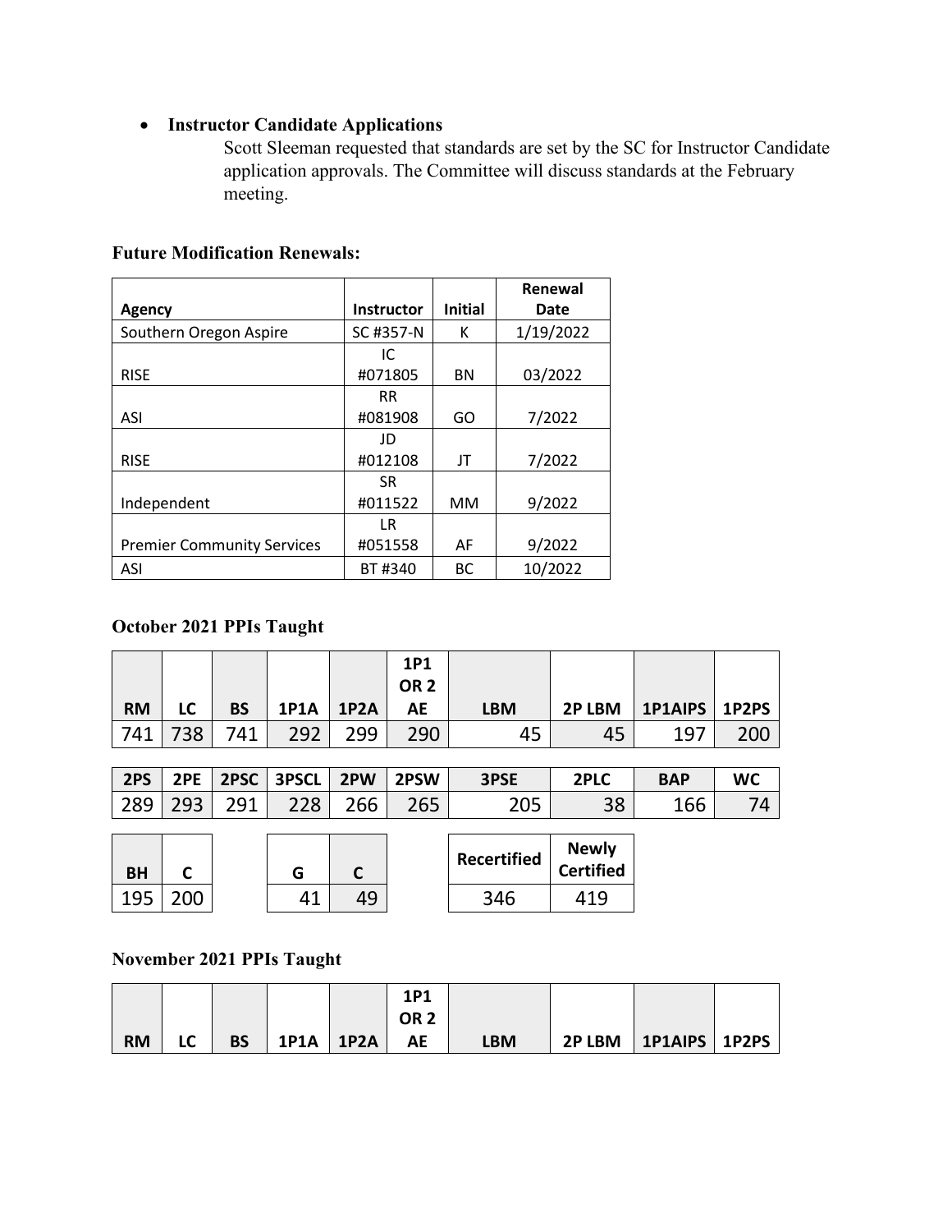- **Instructor Candidate Applications**

  Scott Sleeman requested that standards are set by the SC for Instructor Candidate application approvals. The Committee will discuss standards at the February meeting.

**Future Modification Renewals:**

| Agency | Instructor | Initial | Renewal Date |
|---|---|---|---|
| Southern Oregon Aspire | SC #357-N | K | 1/19/2022 |
| RISE | IC #071805 | BN | 03/2022 |
| ASI | RR #081908 | GO | 7/2022 |
| RISE | JD #012108 | JT | 7/2022 |
| Independent | SR #011522 | MM | 9/2022 |
| Premier Community Services | LR #051558 | AF | 9/2022 |
| ASI | BT #340 | BC | 10/2022 |

**October 2021 PPIs Taught**

| RM | LC | BS | 1P1A | 1P2A | 1P1 OR 2 AE | LBM | 2P LBM | 1P1AIPS | 1P2PS |
|---|---|---|---|---|---|---|---|---|---|
| 741 | 738 | 741 | 292 | 299 | 290 | 45 | 45 | 197 | 200 |

| 2PS | 2PE | 2PSC | 3PSCL | 2PW | 2PSW | 3PSE | 2PLC | BAP | WC |
|---|---|---|---|---|---|---|---|---|---|
| 289 | 293 | 291 | 228 | 266 | 265 | 205 | 38 | 166 | 74 |

| BH | C |
|---|---|
| 195 | 200 |

| G | C |
|---|---|
| 41 | 49 |

| Recertified | Newly Certified |
|---|---|
| 346 | 419 |

**November 2021 PPIs Taught**

| RM | LC | BS | 1P1A | 1P2A | 1P1 OR 2 AE | LBM | 2P LBM | 1P1AIPS | 1P2PS |
|---|---|---|---|---|---|---|---|---|---|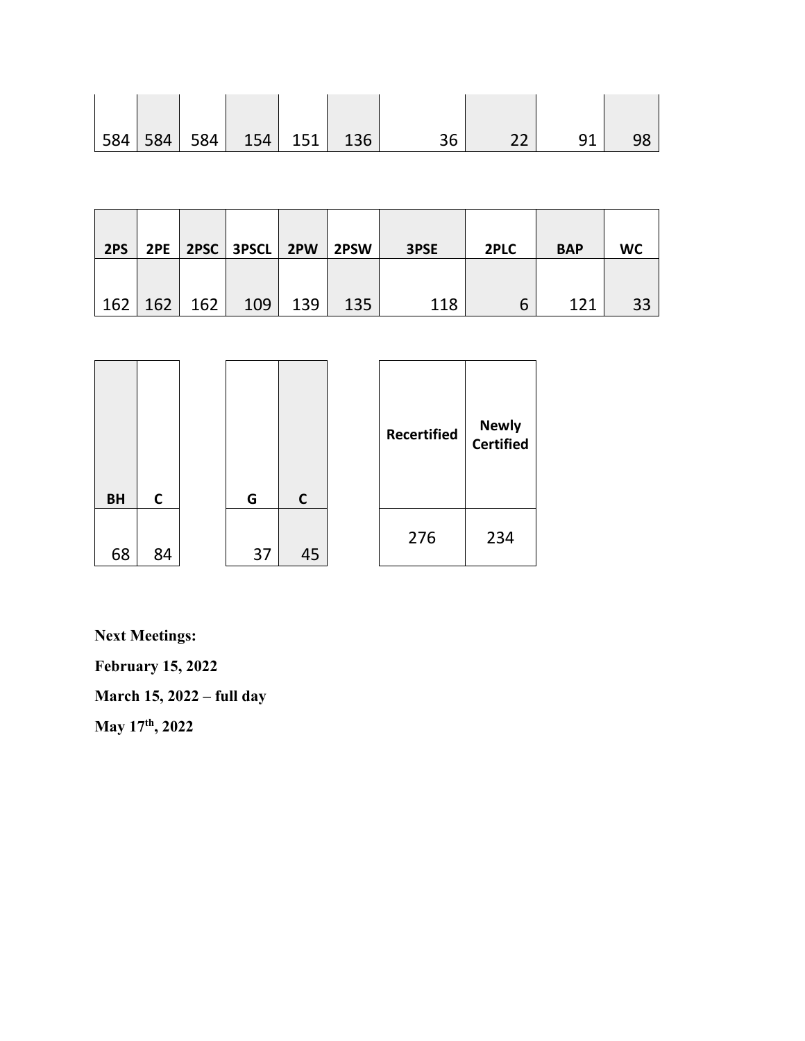| | | | | | | | | | |
|---|---|---|---|---|---|---|---|---|---|
| 584 | 584 | 584 | 154 | 151 | 136 | 36 | 22 | 91 | 98 |

| 2PS | 2PE | 2PSC | 3PSCL | 2PW | 2PSW | 3PSE | 2PLC | BAP | WC |
|---|---|---|---|---|---|---|---|---|---|
| 162 | 162 | 162 | 109 | 139 | 135 | 118 | 6 | 121 | 33 |

| BH | C |
|---|---|
| 68 | 84 |

| G | C |
|---|---|
| 37 | 45 |

| Recertified | Newly Certified |
|---|---|
| 276 | 234 |

**Next Meetings:**

**February 15, 2022**

**March 15, 2022 – full day**

**May 17th, 2022**